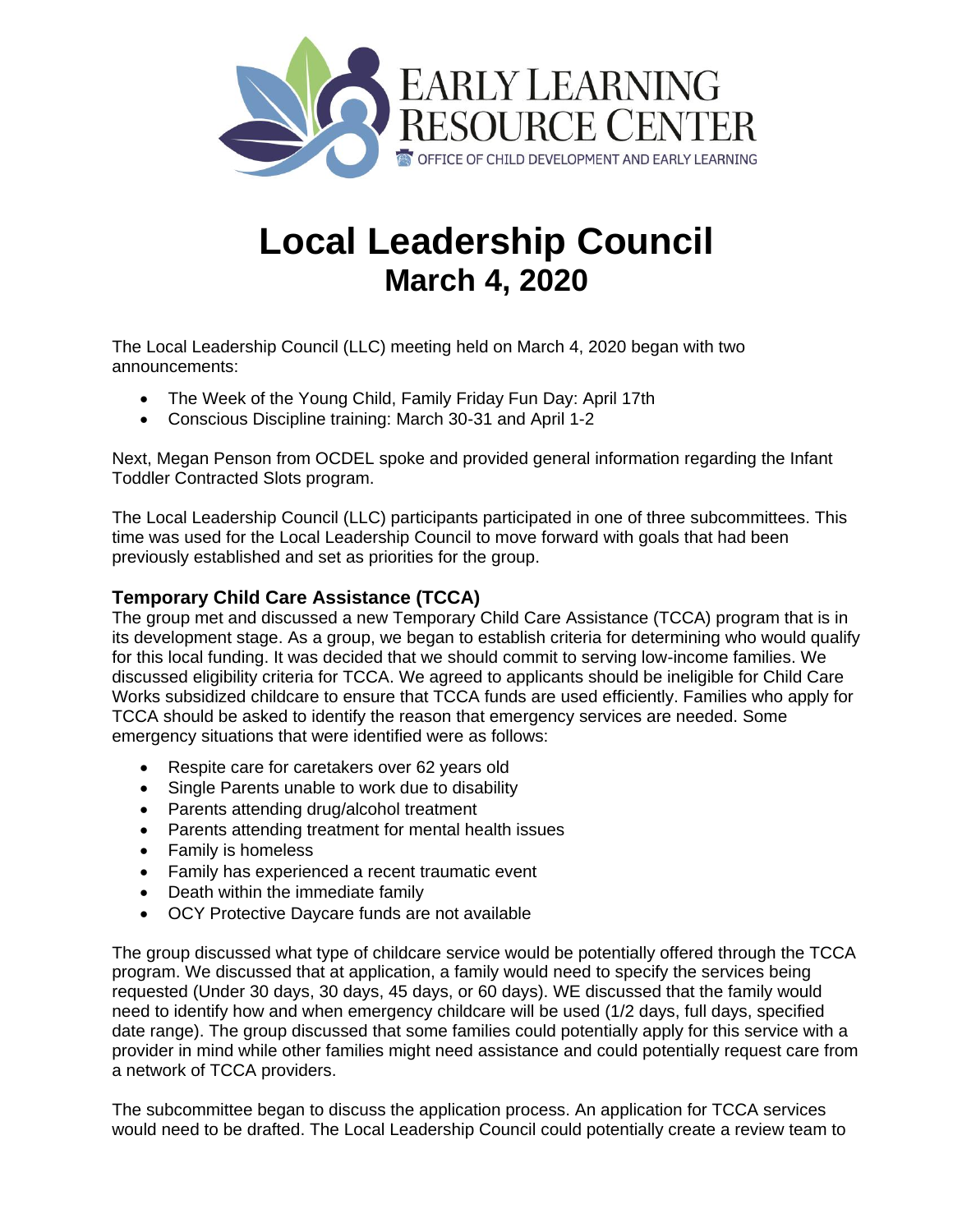# Local Leadership Council
## March 4, 2020

The Local Leadership Council (LLC) meeting held on March 4, 2020 began with two announcements:

- The Week of the Young Child, Family Friday Fun Day: April 17th
- Conscious Discipline training: March 30-31 and April 1-2

Next, Megan Penson from OCDEL spoke and provided general information regarding the Infant Toddler Contracted Slots program.

The Local Leadership Council (LLC) participants participated in one of three subcommittees. This time was used for the Local Leadership Council to move forward with goals that had been previously established and set as priorities for the group.

### Temporary Child Care Assistance (TCCA)

The group met and discussed a new Temporary Child Care Assistance (TCCA) program that is in its development stage. As a group, we began to establish criteria for determining who would qualify for this local funding. It was decided that we should commit to serving low-income families. We discussed eligibility criteria for TCCA. We agreed to applicants should be ineligible for Child Care Works subsidized childcare to ensure that TCCA funds are used efficiently. Families who apply for TCCA should be asked to identify the reason that emergency services are needed. Some emergency situations that were identified were as follows:

- Respite care for caretakers over 62 years old
- Single Parents unable to work due to disability
- Parents attending drug/alcohol treatment
- Parents attending treatment for mental health issues
- Family is homeless
- Family has experienced a recent traumatic event
- Death within the immediate family
- OCY Protective Daycare funds are not available

The group discussed what type of childcare service would be potentially offered through the TCCA program. We discussed that at application, a family would need to specify the services being requested (Under 30 days, 30 days, 45 days, or 60 days). WE discussed that the family would need to identify how and when emergency childcare will be used (1/2 days, full days, specified date range). The group discussed that some families could potentially apply for this service with a provider in mind while other families might need assistance and could potentially request care from a network of TCCA providers.

The subcommittee began to discuss the application process. An application for TCCA services would need to be drafted. The Local Leadership Council could potentially create a review team to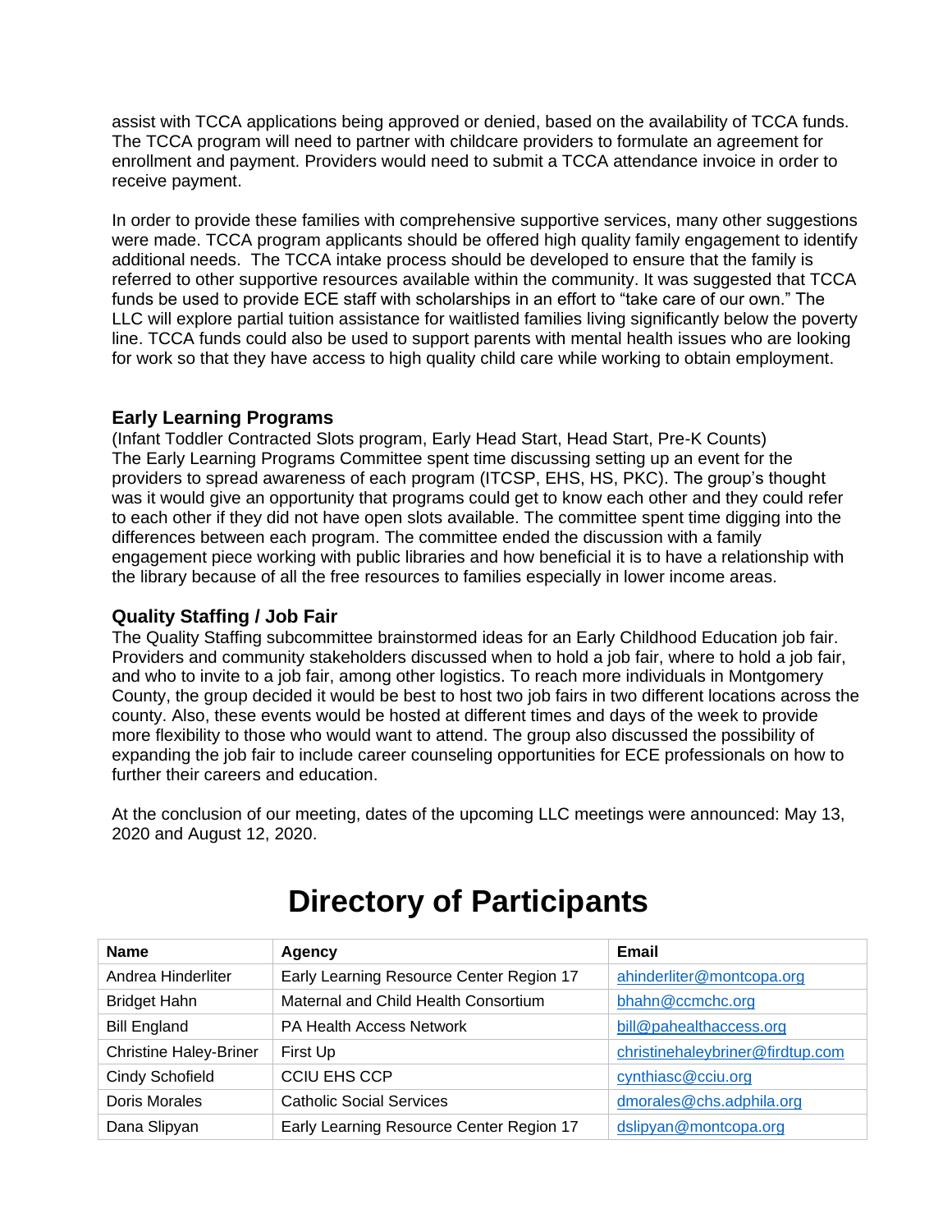assist with TCCA applications being approved or denied, based on the availability of TCCA funds. The TCCA program will need to partner with childcare providers to formulate an agreement for enrollment and payment. Providers would need to submit a TCCA attendance invoice in order to receive payment.

In order to provide these families with comprehensive supportive services, many other suggestions were made. TCCA program applicants should be offered high quality family engagement to identify additional needs. The TCCA intake process should be developed to ensure that the family is referred to other supportive resources available within the community. It was suggested that TCCA funds be used to provide ECE staff with scholarships in an effort to "take care of our own." The LLC will explore partial tuition assistance for waitlisted families living significantly below the poverty line. TCCA funds could also be used to support parents with mental health issues who are looking for work so that they have access to high quality child care while working to obtain employment.

### Early Learning Programs

(Infant Toddler Contracted Slots program, Early Head Start, Head Start, Pre-K Counts)
The Early Learning Programs Committee spent time discussing setting up an event for the providers to spread awareness of each program (ITCSP, EHS, HS, PKC). The group's thought was it would give an opportunity that programs could get to know each other and they could refer to each other if they did not have open slots available. The committee spent time digging into the differences between each program. The committee ended the discussion with a family engagement piece working with public libraries and how beneficial it is to have a relationship with the library because of all the free resources to families especially in lower income areas.

### Quality Staffing / Job Fair

The Quality Staffing subcommittee brainstormed ideas for an Early Childhood Education job fair. Providers and community stakeholders discussed when to hold a job fair, where to hold a job fair, and who to invite to a job fair, among other logistics. To reach more individuals in Montgomery County, the group decided it would be best to host two job fairs in two different locations across the county. Also, these events would be hosted at different times and days of the week to provide more flexibility to those who would want to attend. The group also discussed the possibility of expanding the job fair to include career counseling opportunities for ECE professionals on how to further their careers and education.

At the conclusion of our meeting, dates of the upcoming LLC meetings were announced: May 13, 2020 and August 12, 2020.

# Directory of Participants

| Name | Agency | Email |
|---|---|---|
| Andrea Hinderliter | Early Learning Resource Center Region 17 | ahinderliter@montcopa.org |
| Bridget Hahn | Maternal and Child Health Consortium | bhahn@ccmchc.org |
| Bill England | PA Health Access Network | bill@pahealthaccess.org |
| Christine Haley-Briner | First Up | christinehaleybriner@firdtup.com |
| Cindy Schofield | CCIU EHS CCP | cynthiasc@cciu.org |
| Doris Morales | Catholic Social Services | dmorales@chs.adphila.org |
| Dana Slipyan | Early Learning Resource Center Region 17 | dslipyan@montcopa.org |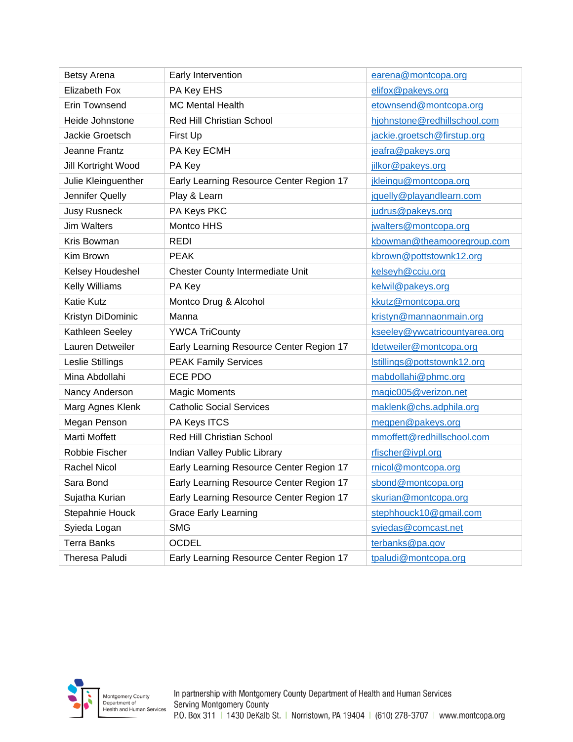| | | |
|---|---|---|
| Betsy Arena | Early Intervention | earena@montcopa.org |
| Elizabeth Fox | PA Key EHS | elifox@pakeys.org |
| Erin Townsend | MC Mental Health | etownsend@montcopa.org |
| Heide Johnstone | Red Hill Christian School | hjohnstone@redhillschool.com |
| Jackie Groetsch | First Up | jackie.groetsch@firstup.org |
| Jeanne Frantz | PA Key ECMH | jeafra@pakeys.org |
| Jill Kortright Wood | PA Key | jilkor@pakeys.org |
| Julie Kleinguenther | Early Learning Resource Center Region 17 | jkleingu@montcopa.org |
| Jennifer Quelly | Play & Learn | jquelly@playandlearn.com |
| Jusy Rusneck | PA Keys PKC | judrus@pakeys.org |
| Jim Walters | Montco HHS | jwalters@montcopa.org |
| Kris Bowman | REDI | kbowman@themooregroup.com |
| Kim Brown | PEAK | kbrown@pottstownk12.org |
| Kelsey Houdeshel | Chester County Intermediate Unit | kelseyh@cciu.org |
| Kelly Williams | PA Key | kelwil@pakeys.org |
| Katie Kutz | Montco Drug & Alcohol | kkutz@montcopa.org |
| Kristyn DiDominic | Manna | kristyn@mannaonmain.org |
| Kathleen Seeley | YWCA TriCounty | kseeley@ywcatricountyarea.org |
| Lauren Detweiler | Early Learning Resource Center Region 17 | ldetweiler@montcopa.org |
| Leslie Stillings | PEAK Family Services | lstillings@pottstownk12.org |
| Mina Abdollahi | ECE PDO | mabdollahi@phmc.org |
| Nancy Anderson | Magic Moments | magic005@verizon.net |
| Marg Agnes Klenk | Catholic Social Services | maklenk@chs.adphila.org |
| Megan Penson | PA Keys ITCS | megpen@pakeys.org |
| Marti Moffett | Red Hill Christian School | mmoffett@redhillschool.com |
| Robbie Fischer | Indian Valley Public Library | rfischer@ivpl.org |
| Rachel Nicol | Early Learning Resource Center Region 17 | rnicol@montcopa.org |
| Sara Bond | Early Learning Resource Center Region 17 | sbond@montcopa.org |
| Sujatha Kurian | Early Learning Resource Center Region 17 | skurian@montcopa.org |
| Stepahnie Houck | Grace Early Learning | stephhouck10@gmail.com |
| Syieda Logan | SMG | syiedas@comcast.net |
| Terra Banks | OCDEL | terbanks@pa.gov |
| Theresa Paludi | Early Learning Resource Center Region 17 | tpaludi@montcopa.org |